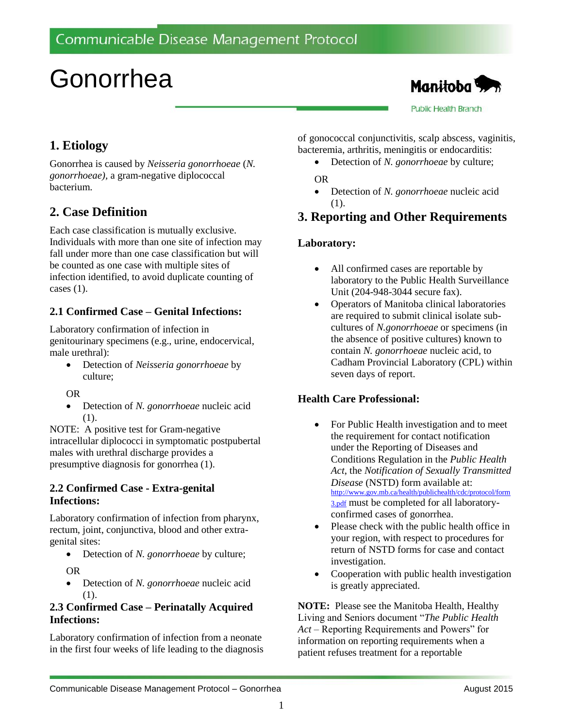Communicable Disease Management Protocol

# Gonorrhea

Manitoba Public Health Branch

## 1. Etiology

Gonorrhea is caused by *Neisseria gonorrhoeae* (*N. gonorrhoeae)*, a gram-negative diplococcal bacterium.

## 2. Case Definition

Each case classification is mutually exclusive. Individuals with more than one site of infection may fall under more than one case classification but will be counted as one case with multiple sites of infection identified, to avoid duplicate counting of cases (1).

### 2.1 Confirmed Case – Genital Infections:

Laboratory confirmation of infection in genitourinary specimens (e.g., urine, endocervical, male urethral):

- Detection of *Neisseria gonorrhoeae* by culture;

OR

- Detection of *N. gonorrhoeae* nucleic acid (1).

NOTE: A positive test for Gram-negative intracellular diplococci in symptomatic postpubertal males with urethral discharge provides a presumptive diagnosis for gonorrhea (1).

### 2.2 Confirmed Case - Extra-genital Infections:

Laboratory confirmation of infection from pharynx, rectum, joint, conjunctiva, blood and other extra-genital sites:

- Detection of *N. gonorrhoeae* by culture;

OR

- Detection of *N. gonorrhoeae* nucleic acid (1).

### 2.3 Confirmed Case – Perinatally Acquired Infections:

Laboratory confirmation of infection from a neonate in the first four weeks of life leading to the diagnosis of gonococcal conjunctivitis, scalp abscess, vaginitis, bacteremia, arthritis, meningitis or endocarditis:

- Detection of *N. gonorrhoeae* by culture;

OR

- Detection of *N. gonorrhoeae* nucleic acid (1).

## 3. Reporting and Other Requirements

**Laboratory:**

- All confirmed cases are reportable by laboratory to the Public Health Surveillance Unit (204-948-3044 secure fax).
- Operators of Manitoba clinical laboratories are required to submit clinical isolate sub-cultures of *N.gonorrhoeae* or specimens (in the absence of positive cultures) known to contain *N. gonorrhoeae* nucleic acid, to Cadham Provincial Laboratory (CPL) within seven days of report.

**Health Care Professional:**

- For Public Health investigation and to meet the requirement for contact notification under the Reporting of Diseases and Conditions Regulation in the *Public Health Act*, the *Notification of Sexually Transmitted Disease* (NSTD) form available at: http://www.gov.mb.ca/health/publichealth/cdc/protocol/form3.pdf must be completed for all laboratory-confirmed cases of gonorrhea.
- Please check with the public health office in your region, with respect to procedures for return of NSTD forms for case and contact investigation.
- Cooperation with public health investigation is greatly appreciated.

**NOTE:** Please see the Manitoba Health, Healthy Living and Seniors document "*The Public Health Act* – Reporting Requirements and Powers" for information on reporting requirements when a patient refuses treatment for a reportable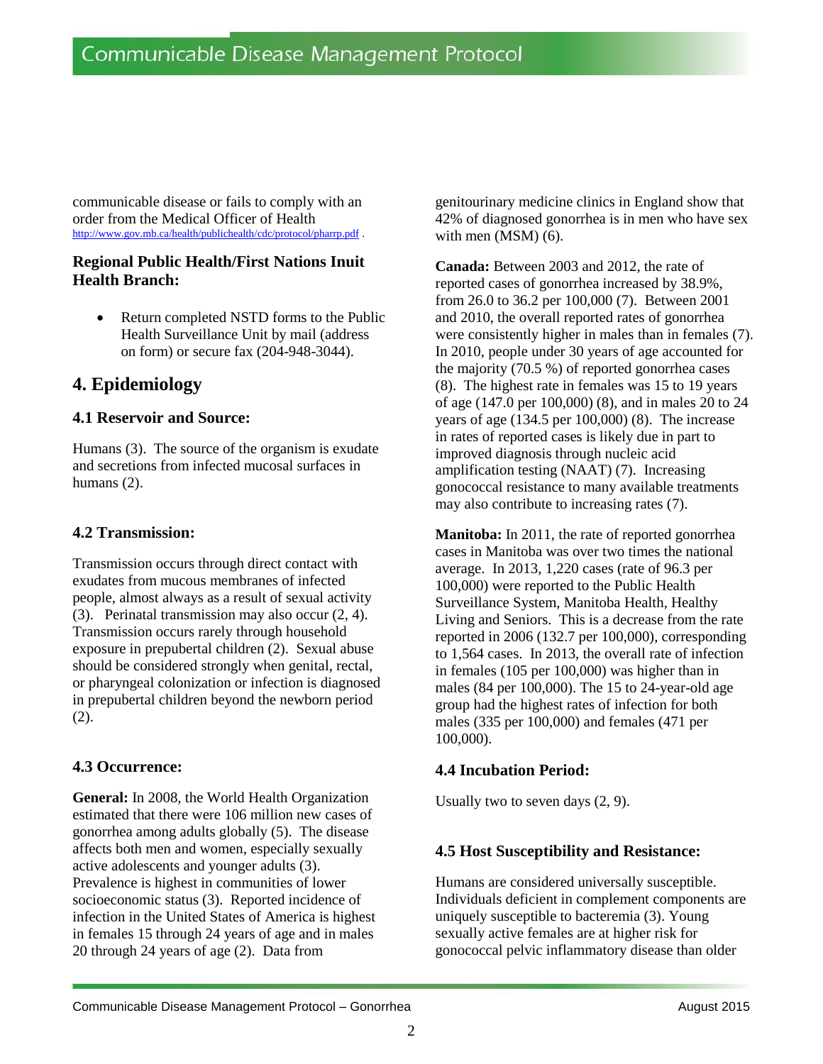communicable disease or fails to comply with an order from the Medical Officer of Health http://www.gov.mb.ca/health/publichealth/cdc/protocol/pharrp.pdf .

**Regional Public Health/First Nations Inuit Health Branch:**

- Return completed NSTD forms to the Public Health Surveillance Unit by mail (address on form) or secure fax (204-948-3044).

# 4. Epidemiology

## 4.1 Reservoir and Source:

Humans (3). The source of the organism is exudate and secretions from infected mucosal surfaces in humans (2).

## 4.2 Transmission:

Transmission occurs through direct contact with exudates from mucous membranes of infected people, almost always as a result of sexual activity (3). Perinatal transmission may also occur (2, 4). Transmission occurs rarely through household exposure in prepubertal children (2). Sexual abuse should be considered strongly when genital, rectal, or pharyngeal colonization or infection is diagnosed in prepubertal children beyond the newborn period (2).

## 4.3 Occurrence:

**General:** In 2008, the World Health Organization estimated that there were 106 million new cases of gonorrhea among adults globally (5). The disease affects both men and women, especially sexually active adolescents and younger adults (3). Prevalence is highest in communities of lower socioeconomic status (3). Reported incidence of infection in the United States of America is highest in females 15 through 24 years of age and in males 20 through 24 years of age (2). Data from genitourinary medicine clinics in England show that 42% of diagnosed gonorrhea is in men who have sex with men (MSM) (6).

**Canada:** Between 2003 and 2012, the rate of reported cases of gonorrhea increased by 38.9%, from 26.0 to 36.2 per 100,000 (7). Between 2001 and 2010, the overall reported rates of gonorrhea were consistently higher in males than in females (7). In 2010, people under 30 years of age accounted for the majority (70.5 %) of reported gonorrhea cases (8). The highest rate in females was 15 to 19 years of age (147.0 per 100,000) (8), and in males 20 to 24 years of age (134.5 per 100,000) (8). The increase in rates of reported cases is likely due in part to improved diagnosis through nucleic acid amplification testing (NAAT) (7). Increasing gonococcal resistance to many available treatments may also contribute to increasing rates (7).

**Manitoba:** In 2011, the rate of reported gonorrhea cases in Manitoba was over two times the national average. In 2013, 1,220 cases (rate of 96.3 per 100,000) were reported to the Public Health Surveillance System, Manitoba Health, Healthy Living and Seniors. This is a decrease from the rate reported in 2006 (132.7 per 100,000), corresponding to 1,564 cases. In 2013, the overall rate of infection in females (105 per 100,000) was higher than in males (84 per 100,000). The 15 to 24-year-old age group had the highest rates of infection for both males (335 per 100,000) and females (471 per 100,000).

## 4.4 Incubation Period:

Usually two to seven days (2, 9).

## 4.5 Host Susceptibility and Resistance:

Humans are considered universally susceptible. Individuals deficient in complement components are uniquely susceptible to bacteremia (3). Young sexually active females are at higher risk for gonococcal pelvic inflammatory disease than older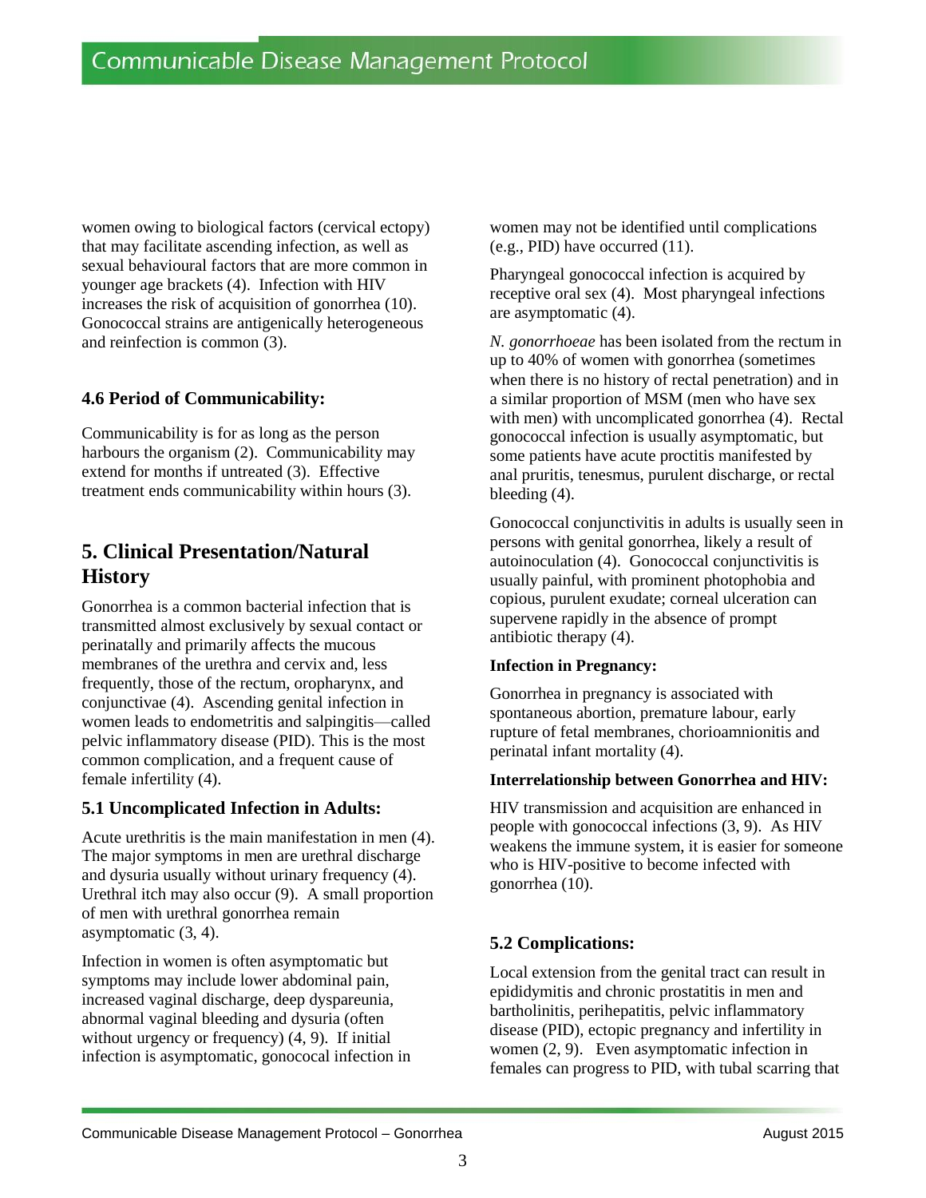women owing to biological factors (cervical ectopy) that may facilitate ascending infection, as well as sexual behavioural factors that are more common in younger age brackets (4). Infection with HIV increases the risk of acquisition of gonorrhea (10). Gonococcal strains are antigenically heterogeneous and reinfection is common (3).

### 4.6 Period of Communicability:

Communicability is for as long as the person harbours the organism (2). Communicability may extend for months if untreated (3). Effective treatment ends communicability within hours (3).

## 5. Clinical Presentation/Natural History

Gonorrhea is a common bacterial infection that is transmitted almost exclusively by sexual contact or perinatally and primarily affects the mucous membranes of the urethra and cervix and, less frequently, those of the rectum, oropharynx, and conjunctivae (4). Ascending genital infection in women leads to endometritis and salpingitis—called pelvic inflammatory disease (PID). This is the most common complication, and a frequent cause of female infertility (4).

### 5.1 Uncomplicated Infection in Adults:

Acute urethritis is the main manifestation in men (4). The major symptoms in men are urethral discharge and dysuria usually without urinary frequency (4). Urethral itch may also occur (9). A small proportion of men with urethral gonorrhea remain asymptomatic (3, 4).

Infection in women is often asymptomatic but symptoms may include lower abdominal pain, increased vaginal discharge, deep dyspareunia, abnormal vaginal bleeding and dysuria (often without urgency or frequency) (4, 9). If initial infection is asymptomatic, gonococal infection in women may not be identified until complications (e.g., PID) have occurred (11).

Pharyngeal gonococcal infection is acquired by receptive oral sex (4). Most pharyngeal infections are asymptomatic (4).

*N. gonorrhoeae* has been isolated from the rectum in up to 40% of women with gonorrhea (sometimes when there is no history of rectal penetration) and in a similar proportion of MSM (men who have sex with men) with uncomplicated gonorrhea (4). Rectal gonococcal infection is usually asymptomatic, but some patients have acute proctitis manifested by anal pruritis, tenesmus, purulent discharge, or rectal bleeding (4).

Gonococcal conjunctivitis in adults is usually seen in persons with genital gonorrhea, likely a result of autoinoculation (4). Gonococcal conjunctivitis is usually painful, with prominent photophobia and copious, purulent exudate; corneal ulceration can supervene rapidly in the absence of prompt antibiotic therapy (4).

**Infection in Pregnancy:**

Gonorrhea in pregnancy is associated with spontaneous abortion, premature labour, early rupture of fetal membranes, chorioamnionitis and perinatal infant mortality (4).

**Interrelationship between Gonorrhea and HIV:**

HIV transmission and acquisition are enhanced in people with gonococcal infections (3, 9). As HIV weakens the immune system, it is easier for someone who is HIV-positive to become infected with gonorrhea (10).

### 5.2 Complications:

Local extension from the genital tract can result in epididymitis and chronic prostatitis in men and bartholinitis, perihepatitis, pelvic inflammatory disease (PID), ectopic pregnancy and infertility in women (2, 9). Even asymptomatic infection in females can progress to PID, with tubal scarring that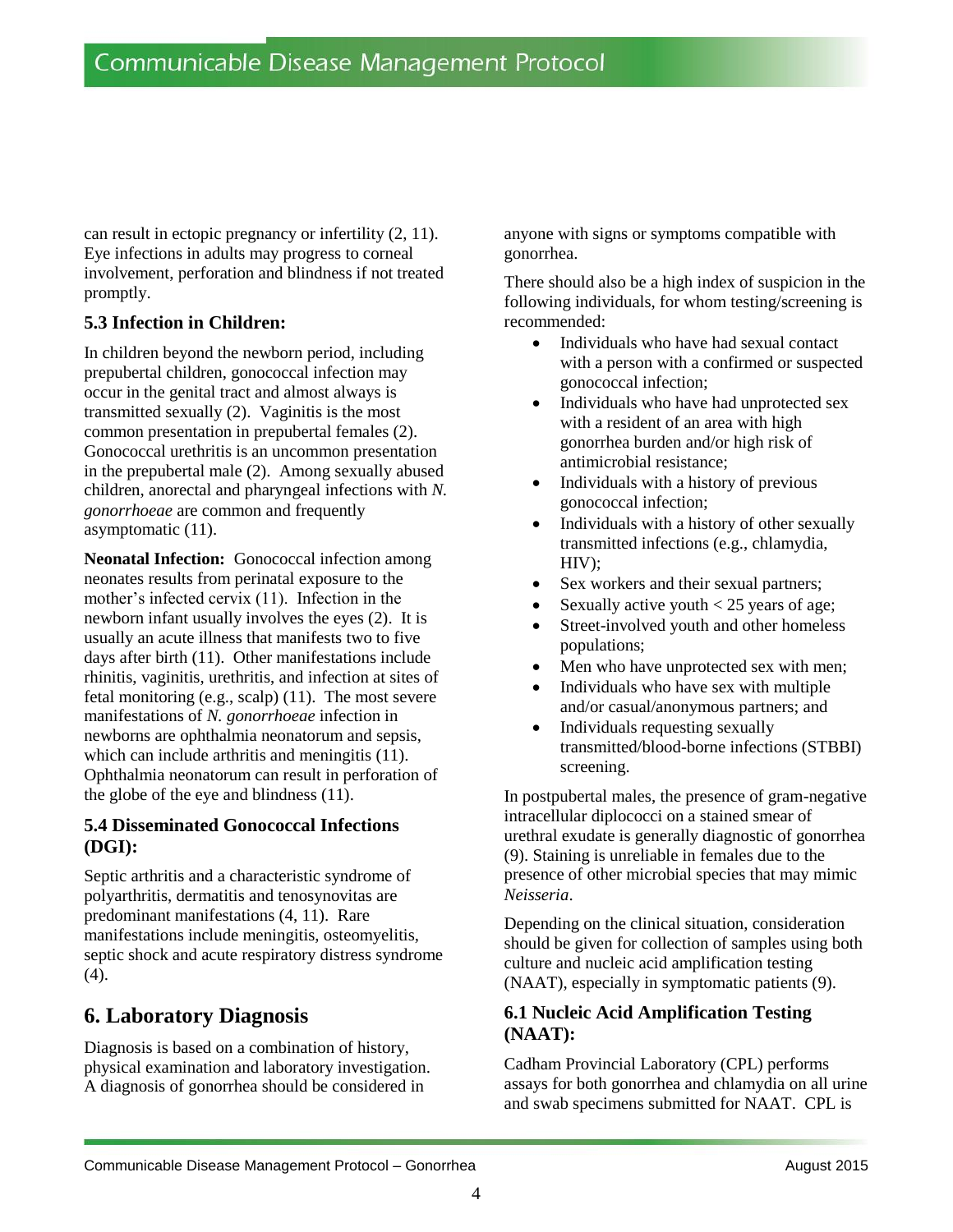can result in ectopic pregnancy or infertility (2, 11). Eye infections in adults may progress to corneal involvement, perforation and blindness if not treated promptly.

### 5.3 Infection in Children:

In children beyond the newborn period, including prepubertal children, gonococcal infection may occur in the genital tract and almost always is transmitted sexually (2). Vaginitis is the most common presentation in prepubertal females (2). Gonococcal urethritis is an uncommon presentation in the prepubertal male (2). Among sexually abused children, anorectal and pharyngeal infections with *N. gonorrhoeae* are common and frequently asymptomatic (11).

**Neonatal Infection:** Gonococcal infection among neonates results from perinatal exposure to the mother's infected cervix (11). Infection in the newborn infant usually involves the eyes (2). It is usually an acute illness that manifests two to five days after birth (11). Other manifestations include rhinitis, vaginitis, urethritis, and infection at sites of fetal monitoring (e.g., scalp) (11). The most severe manifestations of *N. gonorrhoeae* infection in newborns are ophthalmia neonatorum and sepsis, which can include arthritis and meningitis (11). Ophthalmia neonatorum can result in perforation of the globe of the eye and blindness (11).

### 5.4 Disseminated Gonococcal Infections (DGI):

Septic arthritis and a characteristic syndrome of polyarthritis, dermatitis and tenosynovitas are predominant manifestations (4, 11). Rare manifestations include meningitis, osteomyelitis, septic shock and acute respiratory distress syndrome (4).

## 6. Laboratory Diagnosis

Diagnosis is based on a combination of history, physical examination and laboratory investigation. A diagnosis of gonorrhea should be considered in anyone with signs or symptoms compatible with gonorrhea.

There should also be a high index of suspicion in the following individuals, for whom testing/screening is recommended:

- Individuals who have had sexual contact with a person with a confirmed or suspected gonococcal infection;
- Individuals who have had unprotected sex with a resident of an area with high gonorrhea burden and/or high risk of antimicrobial resistance;
- Individuals with a history of previous gonococcal infection;
- Individuals with a history of other sexually transmitted infections (e.g., chlamydia, HIV);
- Sex workers and their sexual partners;
- Sexually active youth < 25 years of age;
- Street-involved youth and other homeless populations;
- Men who have unprotected sex with men;
- Individuals who have sex with multiple and/or casual/anonymous partners; and
- Individuals requesting sexually transmitted/blood-borne infections (STBBI) screening.

In postpubertal males, the presence of gram-negative intracellular diplococci on a stained smear of urethral exudate is generally diagnostic of gonorrhea (9). Staining is unreliable in females due to the presence of other microbial species that may mimic *Neisseria*.

Depending on the clinical situation, consideration should be given for collection of samples using both culture and nucleic acid amplification testing (NAAT), especially in symptomatic patients (9).

### 6.1 Nucleic Acid Amplification Testing (NAAT):

Cadham Provincial Laboratory (CPL) performs assays for both gonorrhea and chlamydia on all urine and swab specimens submitted for NAAT. CPL is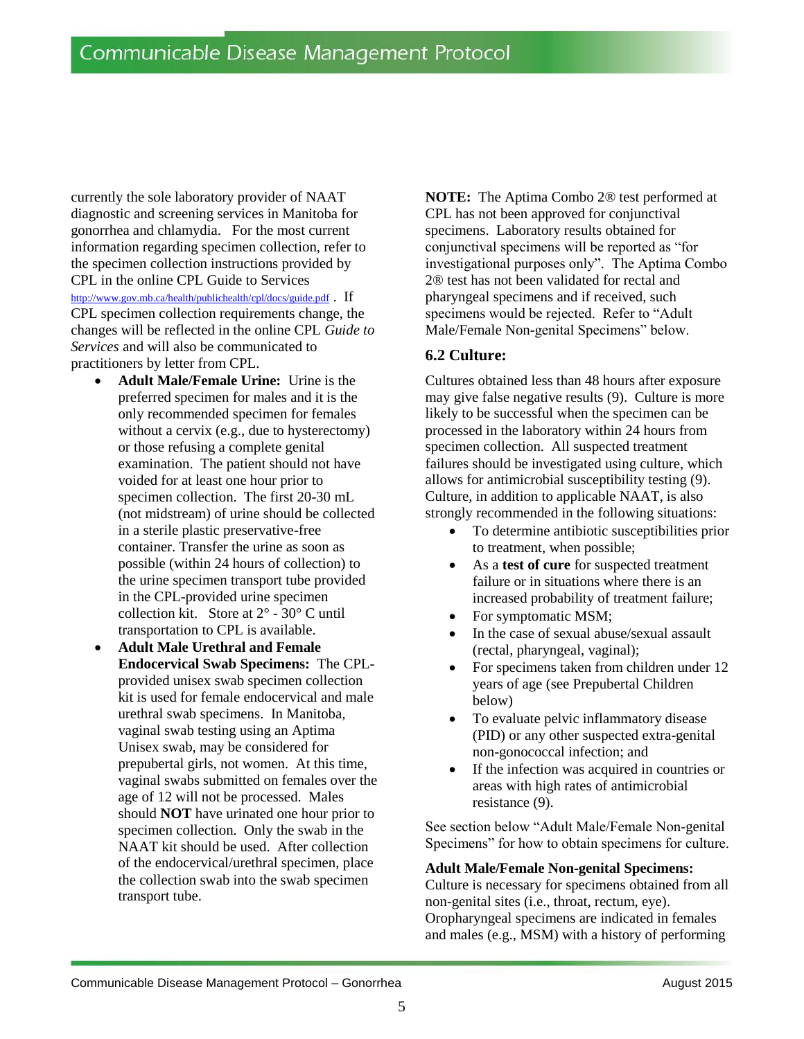currently the sole laboratory provider of NAAT diagnostic and screening services in Manitoba for gonorrhea and chlamydia. For the most current information regarding specimen collection, refer to the specimen collection instructions provided by CPL in the online CPL Guide to Services http://www.gov.mb.ca/health/publichealth/cpl/docs/guide.pdf . If CPL specimen collection requirements change, the changes will be reflected in the online CPL *Guide to Services* and will also be communicated to practitioners by letter from CPL.

- **Adult Male/Female Urine:** Urine is the preferred specimen for males and it is the only recommended specimen for females without a cervix (e.g., due to hysterectomy) or those refusing a complete genital examination. The patient should not have voided for at least one hour prior to specimen collection. The first 20-30 mL (not midstream) of urine should be collected in a sterile plastic preservative-free container. Transfer the urine as soon as possible (within 24 hours of collection) to the urine specimen transport tube provided in the CPL-provided urine specimen collection kit. Store at 2° - 30° C until transportation to CPL is available.
- **Adult Male Urethral and Female Endocervical Swab Specimens:** The CPL-provided unisex swab specimen collection kit is used for female endocervical and male urethral swab specimens. In Manitoba, vaginal swab testing using an Aptima Unisex swab, may be considered for prepubertal girls, not women. At this time, vaginal swabs submitted on females over the age of 12 will not be processed. Males should **NOT** have urinated one hour prior to specimen collection. Only the swab in the NAAT kit should be used. After collection of the endocervical/urethral specimen, place the collection swab into the swab specimen transport tube.

**NOTE:** The Aptima Combo 2® test performed at CPL has not been approved for conjunctival specimens. Laboratory results obtained for conjunctival specimens will be reported as "for investigational purposes only". The Aptima Combo 2® test has not been validated for rectal and pharyngeal specimens and if received, such specimens would be rejected. Refer to "Adult Male/Female Non-genital Specimens" below.

### 6.2 Culture:

Cultures obtained less than 48 hours after exposure may give false negative results (9). Culture is more likely to be successful when the specimen can be processed in the laboratory within 24 hours from specimen collection. All suspected treatment failures should be investigated using culture, which allows for antimicrobial susceptibility testing (9). Culture, in addition to applicable NAAT, is also strongly recommended in the following situations:

- To determine antibiotic susceptibilities prior to treatment, when possible;
- As a **test of cure** for suspected treatment failure or in situations where there is an increased probability of treatment failure;
- For symptomatic MSM;
- In the case of sexual abuse/sexual assault (rectal, pharyngeal, vaginal);
- For specimens taken from children under 12 years of age (see Prepubertal Children below)
- To evaluate pelvic inflammatory disease (PID) or any other suspected extra-genital non-gonococcal infection; and
- If the infection was acquired in countries or areas with high rates of antimicrobial resistance (9).

See section below "Adult Male/Female Non-genital Specimens" for how to obtain specimens for culture.

**Adult Male/Female Non-genital Specimens:** Culture is necessary for specimens obtained from all non-genital sites (i.e., throat, rectum, eye). Oropharyngeal specimens are indicated in females and males (e.g., MSM) with a history of performing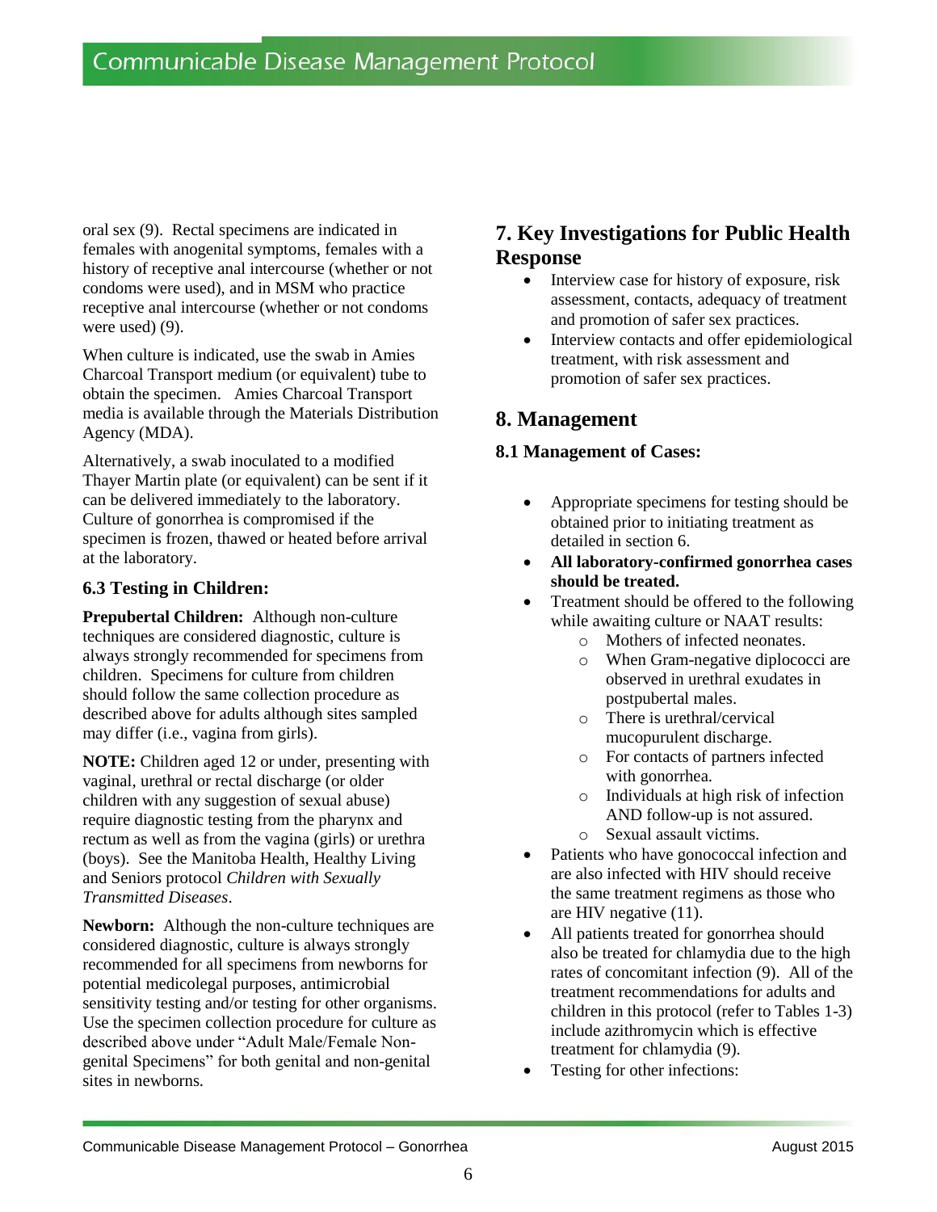oral sex (9). Rectal specimens are indicated in females with anogenital symptoms, females with a history of receptive anal intercourse (whether or not condoms were used), and in MSM who practice receptive anal intercourse (whether or not condoms were used) (9).

When culture is indicated, use the swab in Amies Charcoal Transport medium (or equivalent) tube to obtain the specimen. Amies Charcoal Transport media is available through the Materials Distribution Agency (MDA).

Alternatively, a swab inoculated to a modified Thayer Martin plate (or equivalent) can be sent if it can be delivered immediately to the laboratory. Culture of gonorrhea is compromised if the specimen is frozen, thawed or heated before arrival at the laboratory.

### 6.3 Testing in Children:

**Prepubertal Children:** Although non-culture techniques are considered diagnostic, culture is always strongly recommended for specimens from children. Specimens for culture from children should follow the same collection procedure as described above for adults although sites sampled may differ (i.e., vagina from girls).

**NOTE:** Children aged 12 or under, presenting with vaginal, urethral or rectal discharge (or older children with any suggestion of sexual abuse) require diagnostic testing from the pharynx and rectum as well as from the vagina (girls) or urethra (boys). See the Manitoba Health, Healthy Living and Seniors protocol *Children with Sexually Transmitted Diseases*.

**Newborn:** Although the non-culture techniques are considered diagnostic, culture is always strongly recommended for all specimens from newborns for potential medicolegal purposes, antimicrobial sensitivity testing and/or testing for other organisms. Use the specimen collection procedure for culture as described above under "Adult Male/Female Non-genital Specimens" for both genital and non-genital sites in newborns.

## 7. Key Investigations for Public Health Response

- Interview case for history of exposure, risk assessment, contacts, adequacy of treatment and promotion of safer sex practices.
- Interview contacts and offer epidemiological treatment, with risk assessment and promotion of safer sex practices.

## 8. Management

### 8.1 Management of Cases:

- Appropriate specimens for testing should be obtained prior to initiating treatment as detailed in section 6.
- **All laboratory-confirmed gonorrhea cases should be treated.**
- Treatment should be offered to the following while awaiting culture or NAAT results:
  - Mothers of infected neonates.
  - When Gram-negative diplococci are observed in urethral exudates in postpubertal males.
  - There is urethral/cervical mucopurulent discharge.
  - For contacts of partners infected with gonorrhea.
  - Individuals at high risk of infection AND follow-up is not assured.
  - Sexual assault victims.
- Patients who have gonococcal infection and are also infected with HIV should receive the same treatment regimens as those who are HIV negative (11).
- All patients treated for gonorrhea should also be treated for chlamydia due to the high rates of concomitant infection (9). All of the treatment recommendations for adults and children in this protocol (refer to Tables 1-3) include azithromycin which is effective treatment for chlamydia (9).
- Testing for other infections: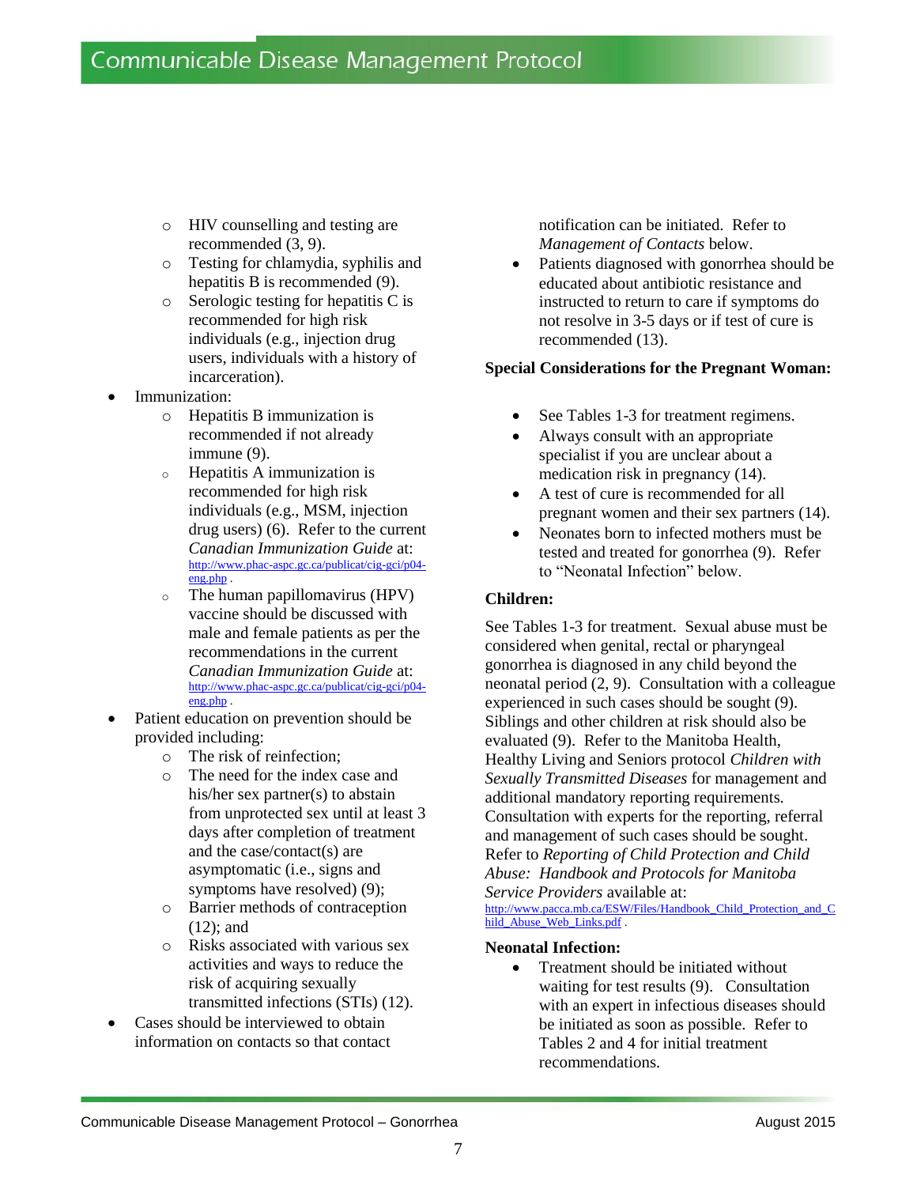- HIV counselling and testing are recommended (3, 9).
    - Testing for chlamydia, syphilis and hepatitis B is recommended (9).
    - Serologic testing for hepatitis C is recommended for high risk individuals (e.g., injection drug users, individuals with a history of incarceration).
- Immunization:
    - Hepatitis B immunization is recommended if not already immune (9).
    - Hepatitis A immunization is recommended for high risk individuals (e.g., MSM, injection drug users) (6). Refer to the current *Canadian Immunization Guide* at: http://www.phac-aspc.gc.ca/publicat/cig-gci/p04-eng.php .
    - The human papillomavirus (HPV) vaccine should be discussed with male and female patients as per the recommendations in the current *Canadian Immunization Guide* at: http://www.phac-aspc.gc.ca/publicat/cig-gci/p04-eng.php .
- Patient education on prevention should be provided including:
    - The risk of reinfection;
    - The need for the index case and his/her sex partner(s) to abstain from unprotected sex until at least 3 days after completion of treatment and the case/contact(s) are asymptomatic (i.e., signs and symptoms have resolved) (9);
    - Barrier methods of contraception (12); and
    - Risks associated with various sex activities and ways to reduce the risk of acquiring sexually transmitted infections (STIs) (12).
- Cases should be interviewed to obtain information on contacts so that contact notification can be initiated. Refer to *Management of Contacts* below.
- Patients diagnosed with gonorrhea should be educated about antibiotic resistance and instructed to return to care if symptoms do not resolve in 3-5 days or if test of cure is recommended (13).

**Special Considerations for the Pregnant Woman:**

- See Tables 1-3 for treatment regimens.
- Always consult with an appropriate specialist if you are unclear about a medication risk in pregnancy (14).
- A test of cure is recommended for all pregnant women and their sex partners (14).
- Neonates born to infected mothers must be tested and treated for gonorrhea (9). Refer to "Neonatal Infection" below.

**Children:**

See Tables 1-3 for treatment. Sexual abuse must be considered when genital, rectal or pharyngeal gonorrhea is diagnosed in any child beyond the neonatal period (2, 9). Consultation with a colleague experienced in such cases should be sought (9). Siblings and other children at risk should also be evaluated (9). Refer to the Manitoba Health, Healthy Living and Seniors protocol *Children with Sexually Transmitted Diseases* for management and additional mandatory reporting requirements. Consultation with experts for the reporting, referral and management of such cases should be sought. Refer to *Reporting of Child Protection and Child Abuse: Handbook and Protocols for Manitoba Service Providers* available at: http://www.pacca.mb.ca/ESW/Files/Handbook_Child_Protection_and_Child_Abuse_Web_Links.pdf .

**Neonatal Infection:**

- Treatment should be initiated without waiting for test results (9). Consultation with an expert in infectious diseases should be initiated as soon as possible. Refer to Tables 2 and 4 for initial treatment recommendations.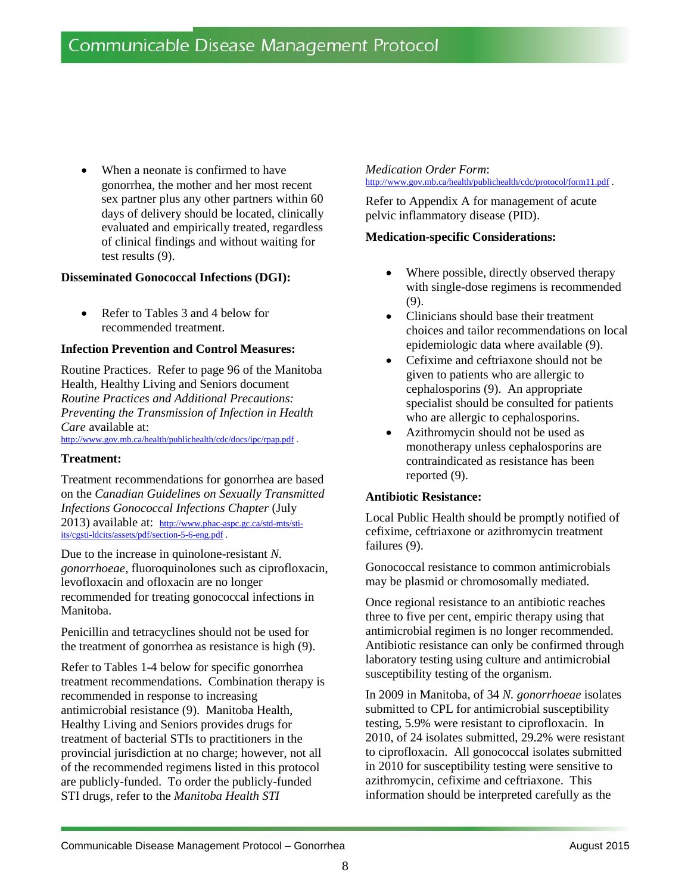- When a neonate is confirmed to have gonorrhea, the mother and her most recent sex partner plus any other partners within 60 days of delivery should be located, clinically evaluated and empirically treated, regardless of clinical findings and without waiting for test results (9).

**Disseminated Gonococcal Infections (DGI):**

- Refer to Tables 3 and 4 below for recommended treatment.

**Infection Prevention and Control Measures:**

Routine Practices. Refer to page 96 of the Manitoba Health, Healthy Living and Seniors document *Routine Practices and Additional Precautions: Preventing the Transmission of Infection in Health Care* available at: http://www.gov.mb.ca/health/publichealth/cdc/docs/ipc/rpap.pdf .

**Treatment:**

Treatment recommendations for gonorrhea are based on the *Canadian Guidelines on Sexually Transmitted Infections Gonococcal Infections Chapter* (July 2013) available at: http://www.phac-aspc.gc.ca/std-mts/sti-its/cgsti-ldcits/assets/pdf/section-5-6-eng.pdf .

Due to the increase in quinolone-resistant *N. gonorrhoeae*, fluoroquinolones such as ciprofloxacin, levofloxacin and ofloxacin are no longer recommended for treating gonococcal infections in Manitoba.

Penicillin and tetracyclines should not be used for the treatment of gonorrhea as resistance is high (9).

Refer to Tables 1-4 below for specific gonorrhea treatment recommendations. Combination therapy is recommended in response to increasing antimicrobial resistance (9). Manitoba Health, Healthy Living and Seniors provides drugs for treatment of bacterial STIs to practitioners in the provincial jurisdiction at no charge; however, not all of the recommended regimens listed in this protocol are publicly-funded. To order the publicly-funded STI drugs, refer to the *Manitoba Health STI Medication Order Form*: http://www.gov.mb.ca/health/publichealth/cdc/protocol/form11.pdf .

Refer to Appendix A for management of acute pelvic inflammatory disease (PID).

**Medication-specific Considerations:**

- Where possible, directly observed therapy with single-dose regimens is recommended (9).
- Clinicians should base their treatment choices and tailor recommendations on local epidemiologic data where available (9).
- Cefixime and ceftriaxone should not be given to patients who are allergic to cephalosporins (9). An appropriate specialist should be consulted for patients who are allergic to cephalosporins.
- Azithromycin should not be used as monotherapy unless cephalosporins are contraindicated as resistance has been reported (9).

**Antibiotic Resistance:**

Local Public Health should be promptly notified of cefixime, ceftriaxone or azithromycin treatment failures (9).

Gonococcal resistance to common antimicrobials may be plasmid or chromosomally mediated.

Once regional resistance to an antibiotic reaches three to five per cent, empiric therapy using that antimicrobial regimen is no longer recommended. Antibiotic resistance can only be confirmed through laboratory testing using culture and antimicrobial susceptibility testing of the organism.

In 2009 in Manitoba, of 34 *N. gonorrhoeae* isolates submitted to CPL for antimicrobial susceptibility testing, 5.9% were resistant to ciprofloxacin. In 2010, of 24 isolates submitted, 29.2% were resistant to ciprofloxacin. All gonococcal isolates submitted in 2010 for susceptibility testing were sensitive to azithromycin, cefixime and ceftriaxone. This information should be interpreted carefully as the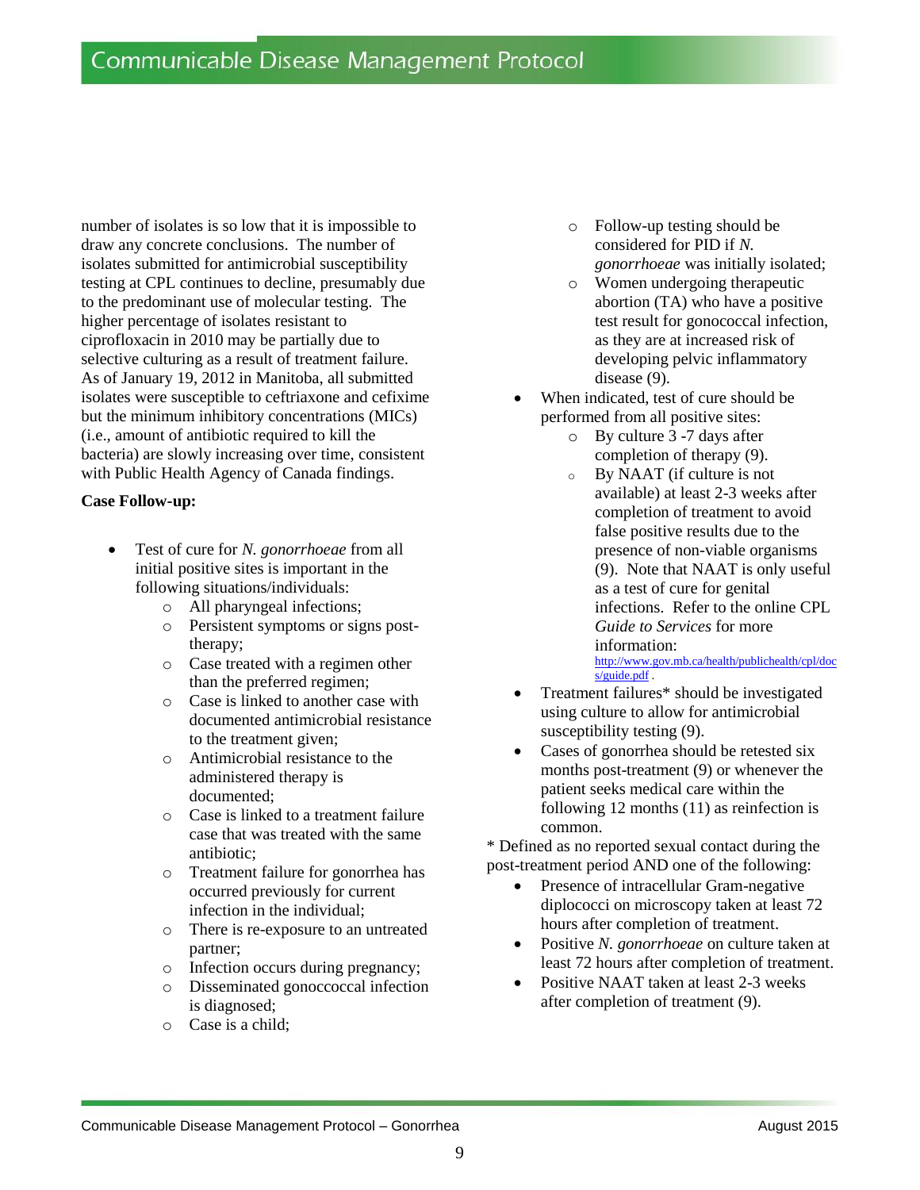number of isolates is so low that it is impossible to draw any concrete conclusions. The number of isolates submitted for antimicrobial susceptibility testing at CPL continues to decline, presumably due to the predominant use of molecular testing. The higher percentage of isolates resistant to ciprofloxacin in 2010 may be partially due to selective culturing as a result of treatment failure. As of January 19, 2012 in Manitoba, all submitted isolates were susceptible to ceftriaxone and cefixime but the minimum inhibitory concentrations (MICs) (i.e., amount of antibiotic required to kill the bacteria) are slowly increasing over time, consistent with Public Health Agency of Canada findings.

**Case Follow-up:**

- Test of cure for *N. gonorrhoeae* from all initial positive sites is important in the following situations/individuals:
  - All pharyngeal infections;
  - Persistent symptoms or signs post-therapy;
  - Case treated with a regimen other than the preferred regimen;
  - Case is linked to another case with documented antimicrobial resistance to the treatment given;
  - Antimicrobial resistance to the administered therapy is documented;
  - Case is linked to a treatment failure case that was treated with the same antibiotic;
  - Treatment failure for gonorrhea has occurred previously for current infection in the individual;
  - There is re-exposure to an untreated partner;
  - Infection occurs during pregnancy;
  - Disseminated gonoccoccal infection is diagnosed;
  - Case is a child;
  - Follow-up testing should be considered for PID if *N. gonorrhoeae* was initially isolated;
  - Women undergoing therapeutic abortion (TA) who have a positive test result for gonococcal infection, as they are at increased risk of developing pelvic inflammatory disease (9).
- When indicated, test of cure should be performed from all positive sites:
  - By culture 3 -7 days after completion of therapy (9).
  - By NAAT (if culture is not available) at least 2-3 weeks after completion of treatment to avoid false positive results due to the presence of non-viable organisms (9). Note that NAAT is only useful as a test of cure for genital infections. Refer to the online CPL *Guide to Services* for more information: http://www.gov.mb.ca/health/publichealth/cpl/docs/guide.pdf .
- Treatment failures* should be investigated using culture to allow for antimicrobial susceptibility testing (9).
- Cases of gonorrhea should be retested six months post-treatment (9) or whenever the patient seeks medical care within the following 12 months (11) as reinfection is common.

* Defined as no reported sexual contact during the post-treatment period AND one of the following:

- Presence of intracellular Gram-negative diplococci on microscopy taken at least 72 hours after completion of treatment.
- Positive *N. gonorrhoeae* on culture taken at least 72 hours after completion of treatment.
- Positive NAAT taken at least 2-3 weeks after completion of treatment (9).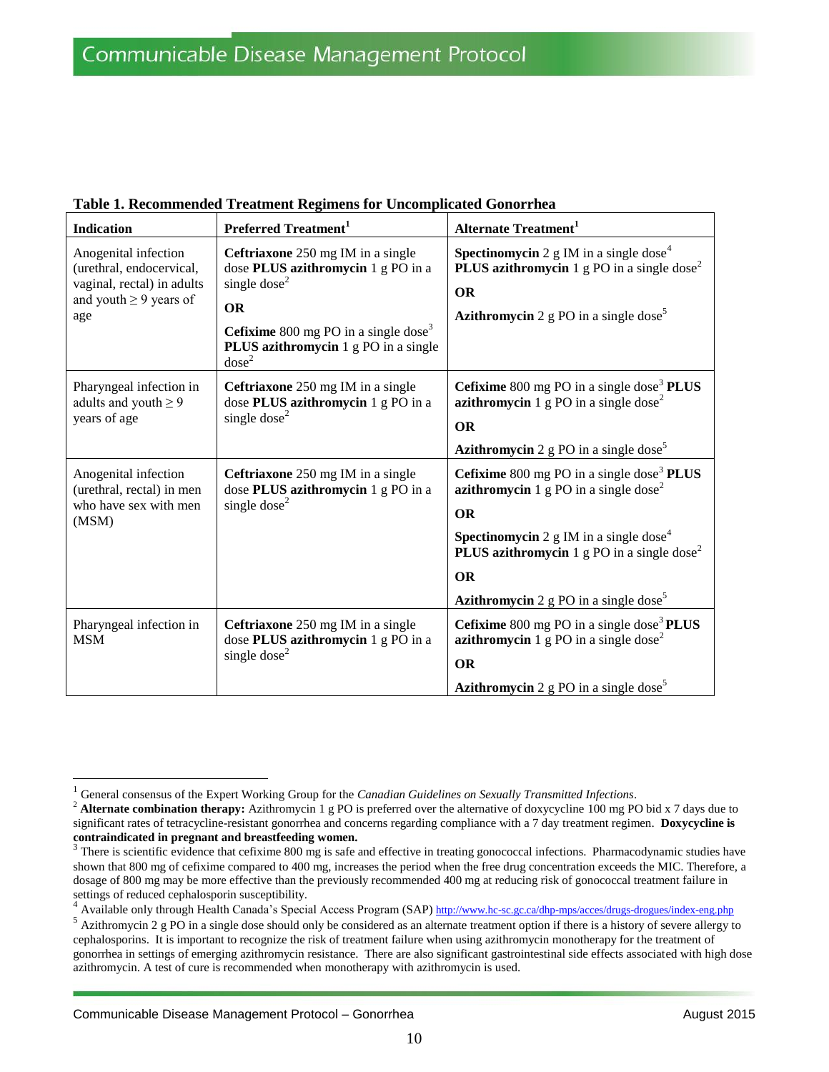**Table 1. Recommended Treatment Regimens for Uncomplicated Gonorrhea**

| Indication | Preferred Treatment[1] | Alternate Treatment[1] |
|---|---|---|
| Anogenital infection (urethral, endocervical, vaginal, rectal) in adults and youth ≥ 9 years of age | **Ceftriaxone** 250 mg IM in a single dose **PLUS azithromycin** 1 g PO in a single dose[2] <br> **OR** <br> **Cefixime** 800 mg PO in a single dose[3] **PLUS azithromycin** 1 g PO in a single dose[2] | **Spectinomycin** 2 g IM in a single dose[4] **PLUS azithromycin** 1 g PO in a single dose[2] <br> **OR** <br> **Azithromycin** 2 g PO in a single dose[5] |
| Pharyngeal infection in adults and youth ≥ 9 years of age | **Ceftriaxone** 250 mg IM in a single dose **PLUS azithromycin** 1 g PO in a single dose[2] | **Cefixime** 800 mg PO in a single dose[3] **PLUS azithromycin** 1 g PO in a single dose[2] <br> **OR** <br> **Azithromycin** 2 g PO in a single dose[5] |
| Anogenital infection (urethral, rectal) in men who have sex with men (MSM) | **Ceftriaxone** 250 mg IM in a single dose **PLUS azithromycin** 1 g PO in a single dose[2] | **Cefixime** 800 mg PO in a single dose[3] **PLUS azithromycin** 1 g PO in a single dose[2] <br> **OR** <br> **Spectinomycin** 2 g IM in a single dose[4] **PLUS azithromycin** 1 g PO in a single dose[2] <br> **OR** <br> **Azithromycin** 2 g PO in a single dose[5] |
| Pharyngeal infection in MSM | **Ceftriaxone** 250 mg IM in a single dose **PLUS azithromycin** 1 g PO in a single dose[2] | **Cefixime** 800 mg PO in a single dose[3] **PLUS azithromycin** 1 g PO in a single dose[2] <br> **OR** <br> **Azithromycin** 2 g PO in a single dose[5] |

[1] General consensus of the Expert Working Group for the *Canadian Guidelines on Sexually Transmitted Infections*.

[2] **Alternate combination therapy:** Azithromycin 1 g PO is preferred over the alternative of doxycycline 100 mg PO bid x 7 days due to significant rates of tetracycline-resistant gonorrhea and concerns regarding compliance with a 7 day treatment regimen. **Doxycycline is contraindicated in pregnant and breastfeeding women.**

[3] There is scientific evidence that cefixime 800 mg is safe and effective in treating gonococcal infections. Pharmacodynamic studies have shown that 800 mg of cefixime compared to 400 mg, increases the period when the free drug concentration exceeds the MIC. Therefore, a dosage of 800 mg may be more effective than the previously recommended 400 mg at reducing risk of gonococcal treatment failure in settings of reduced cephalosporin susceptibility.

[4] Available only through Health Canada's Special Access Program (SAP) http://www.hc-sc.gc.ca/dhp-mps/acces/drugs-drogues/index-eng.php

[5] Azithromycin 2 g PO in a single dose should only be considered as an alternate treatment option if there is a history of severe allergy to cephalosporins. It is important to recognize the risk of treatment failure when using azithromycin monotherapy for the treatment of gonorrhea in settings of emerging azithromycin resistance. There are also significant gastrointestinal side effects associated with high dose azithromycin. A test of cure is recommended when monotherapy with azithromycin is used.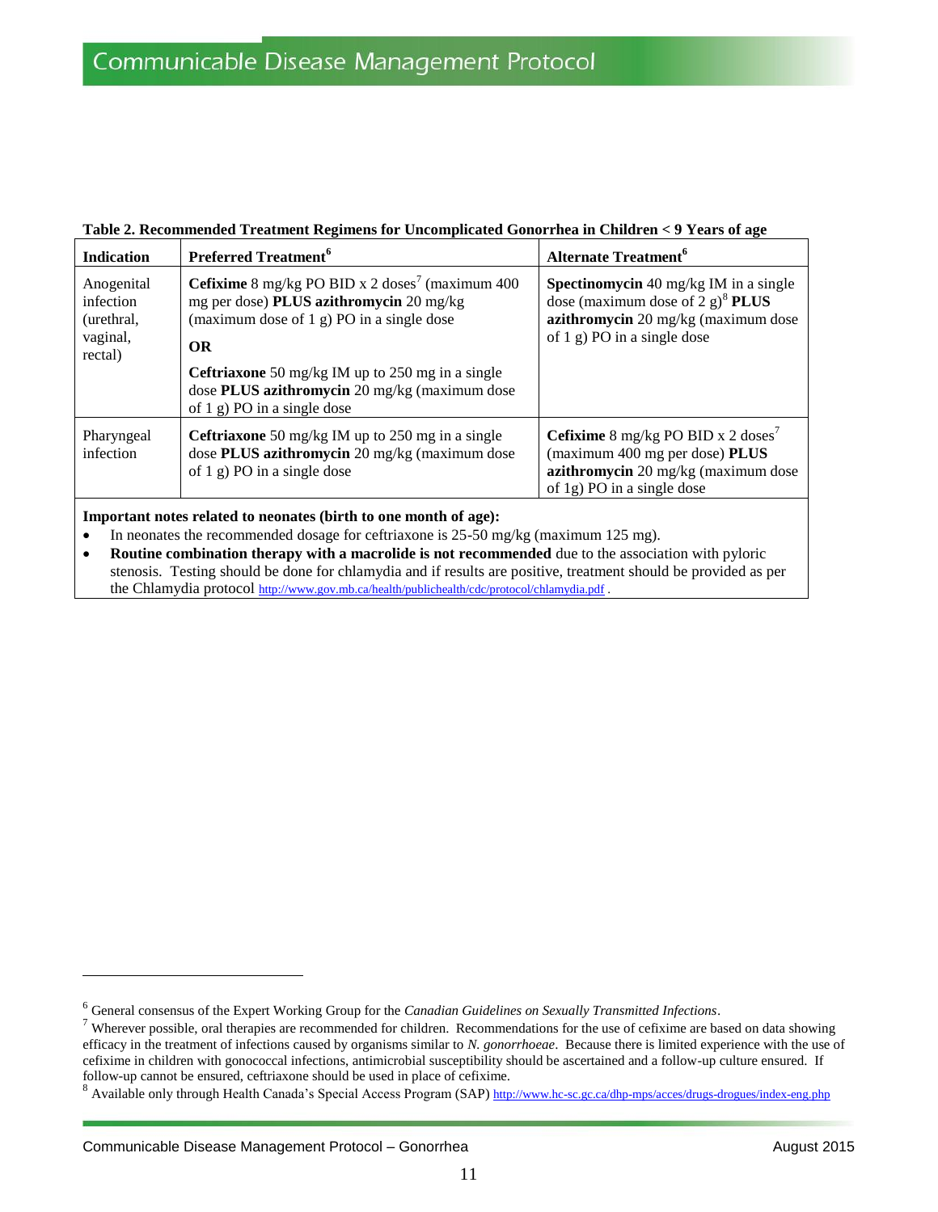**Table 2. Recommended Treatment Regimens for Uncomplicated Gonorrhea in Children < 9 Years of age**

| Indication | Preferred Treatment[6] | Alternate Treatment[6] |
|---|---|---|
| Anogenital infection (urethral, vaginal, rectal) | **Cefixime** 8 mg/kg PO BID x 2 doses[7] (maximum 400 mg per dose) **PLUS azithromycin** 20 mg/kg (maximum dose of 1 g) PO in a single dose<br>**OR**<br>**Ceftriaxone** 50 mg/kg IM up to 250 mg in a single dose **PLUS azithromycin** 20 mg/kg (maximum dose of 1 g) PO in a single dose | **Spectinomycin** 40 mg/kg IM in a single dose (maximum dose of 2 g)[8] **PLUS azithromycin** 20 mg/kg (maximum dose of 1 g) PO in a single dose |
| Pharyngeal infection | **Ceftriaxone** 50 mg/kg IM up to 250 mg in a single dose **PLUS azithromycin** 20 mg/kg (maximum dose of 1 g) PO in a single dose | **Cefixime** 8 mg/kg PO BID x 2 doses[7] (maximum 400 mg per dose) **PLUS azithromycin** 20 mg/kg (maximum dose of 1g) PO in a single dose |

**Important notes related to neonates (birth to one month of age):**

- In neonates the recommended dosage for ceftriaxone is 25-50 mg/kg (maximum 125 mg).
- **Routine combination therapy with a macrolide is not recommended** due to the association with pyloric stenosis. Testing should be done for chlamydia and if results are positive, treatment should be provided as per the Chlamydia protocol http://www.gov.mb.ca/health/publichealth/cdc/protocol/chlamydia.pdf .

---

[6] General consensus of the Expert Working Group for the *Canadian Guidelines on Sexually Transmitted Infections*.

[7] Wherever possible, oral therapies are recommended for children. Recommendations for the use of cefixime are based on data showing efficacy in the treatment of infections caused by organisms similar to *N. gonorrhoeae*. Because there is limited experience with the use of cefixime in children with gonococcal infections, antimicrobial susceptibility should be ascertained and a follow-up culture ensured. If follow-up cannot be ensured, ceftriaxone should be used in place of cefixime.

[8] Available only through Health Canada's Special Access Program (SAP) http://www.hc-sc.gc.ca/dhp-mps/acces/drugs-drogues/index-eng.php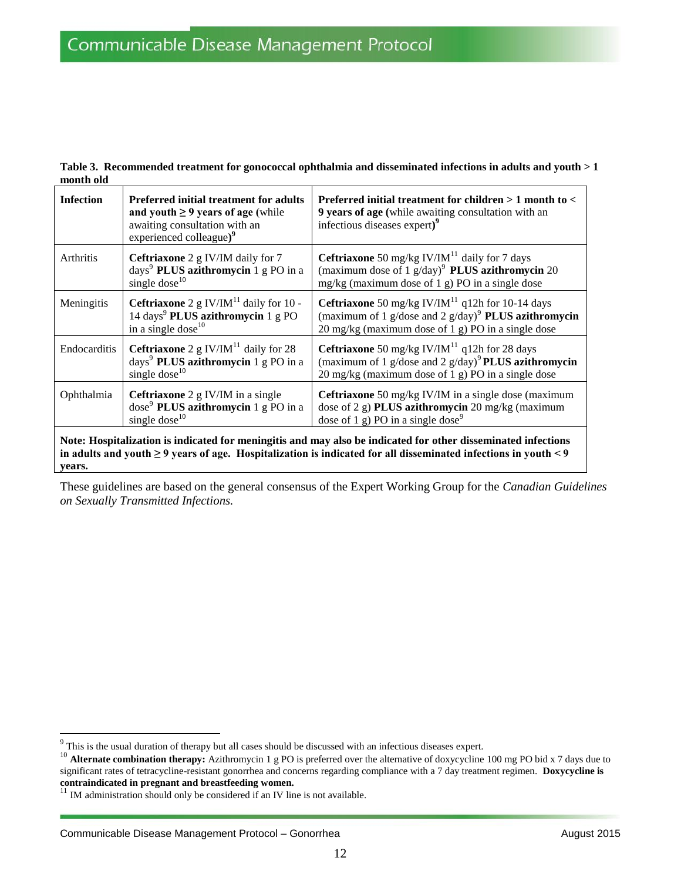**Table 3. Recommended treatment for gonococcal ophthalmia and disseminated infections in adults and youth > 1 month old**

| Infection | Preferred initial treatment for adults and youth ≥ 9 years of age (while awaiting consultation with an experienced colleague)[9] | Preferred initial treatment for children > 1 month to < 9 years of age (while awaiting consultation with an infectious diseases expert)[9] |
|---|---|---|
| Arthritis | **Ceftriaxone** 2 g IV/IM daily for 7 days[9] **PLUS azithromycin** 1 g PO in a single dose[10] | **Ceftriaxone** 50 mg/kg IV/IM[11] daily for 7 days (maximum dose of 1 g/day)[9] **PLUS azithromycin** 20 mg/kg (maximum dose of 1 g) PO in a single dose |
| Meningitis | **Ceftriaxone** 2 g IV/IM[11] daily for 10 - 14 days[9] **PLUS azithromycin** 1 g PO in a single dose[10] | **Ceftriaxone** 50 mg/kg IV/IM[11] q12h for 10-14 days (maximum of 1 g/dose and 2 g/day)[9] **PLUS azithromycin** 20 mg/kg (maximum dose of 1 g) PO in a single dose |
| Endocarditis | **Ceftriaxone** 2 g IV/IM[11] daily for 28 days[9] **PLUS azithromycin** 1 g PO in a single dose[10] | **Ceftriaxone** 50 mg/kg IV/IM[11] q12h for 28 days (maximum of 1 g/dose and 2 g/day)[9] **PLUS azithromycin** 20 mg/kg (maximum dose of 1 g) PO in a single dose |
| Ophthalmia | **Ceftriaxone** 2 g IV/IM in a single dose[9] **PLUS azithromycin** 1 g PO in a single dose[10] | **Ceftriaxone** 50 mg/kg IV/IM in a single dose (maximum dose of 2 g) **PLUS azithromycin** 20 mg/kg (maximum dose of 1 g) PO in a single dose[9] |

**Note: Hospitalization is indicated for meningitis and may also be indicated for other disseminated infections in adults and youth ≥ 9 years of age. Hospitalization is indicated for all disseminated infections in youth < 9 years.**

These guidelines are based on the general consensus of the Expert Working Group for the *Canadian Guidelines on Sexually Transmitted Infections.*

---

[9] This is the usual duration of therapy but all cases should be discussed with an infectious diseases expert.

[10] **Alternate combination therapy:** Azithromycin 1 g PO is preferred over the alternative of doxycycline 100 mg PO bid x 7 days due to significant rates of tetracycline-resistant gonorrhea and concerns regarding compliance with a 7 day treatment regimen. **Doxycycline is contraindicated in pregnant and breastfeeding women.**

[11] IM administration should only be considered if an IV line is not available.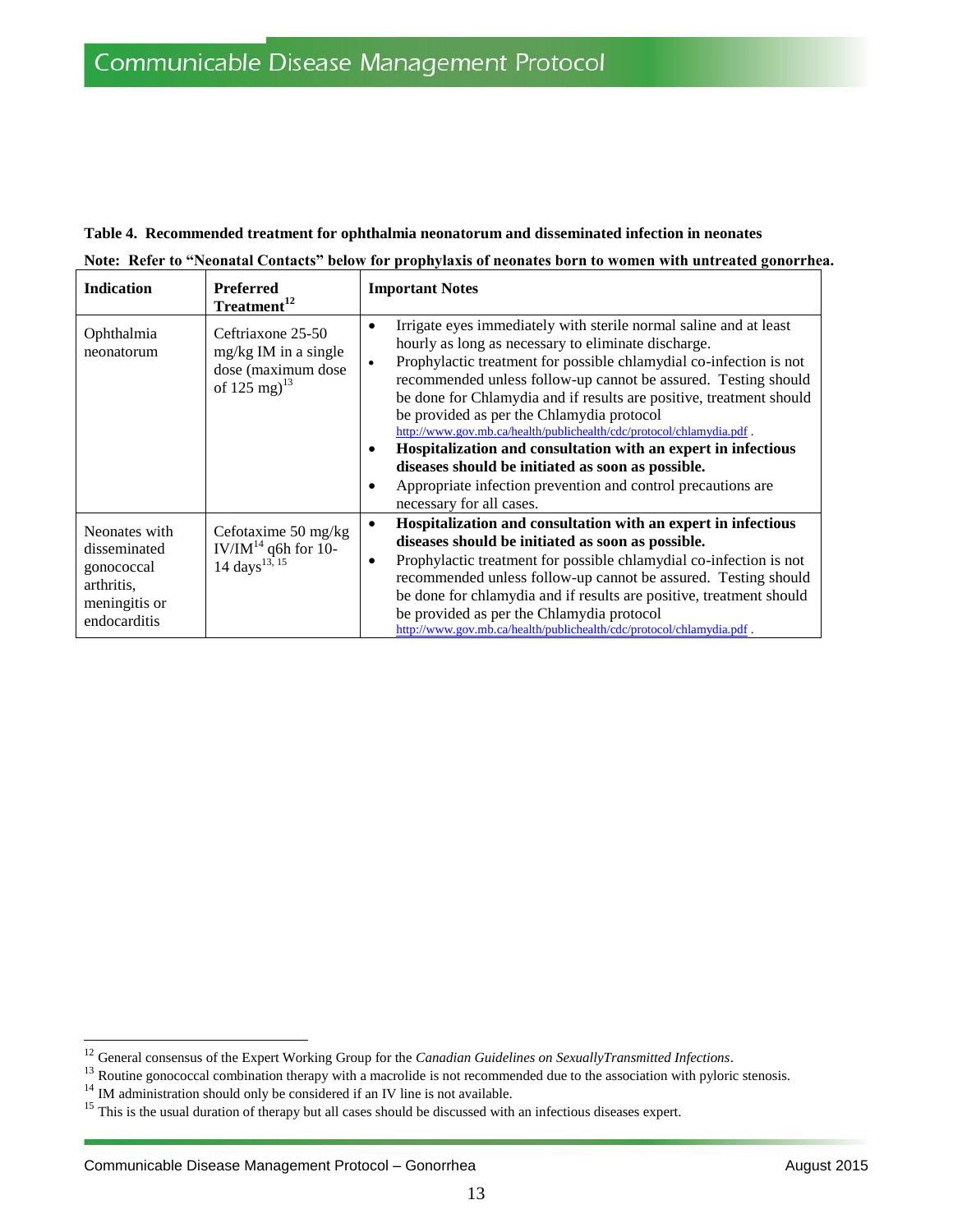**Table 4. Recommended treatment for ophthalmia neonatorum and disseminated infection in neonates**

**Note: Refer to "Neonatal Contacts" below for prophylaxis of neonates born to women with untreated gonorrhea.**

| Indication | Preferred Treatment[12] | Important Notes |
|---|---|---|
| Ophthalmia neonatorum | Ceftriaxone 25-50 mg/kg IM in a single dose (maximum dose of 125 mg)[13] | • Irrigate eyes immediately with sterile normal saline and at least hourly as long as necessary to eliminate discharge.<br>• Prophylactic treatment for possible chlamydial co-infection is not recommended unless follow-up cannot be assured. Testing should be done for Chlamydia and if results are positive, treatment should be provided as per the Chlamydia protocol http://www.gov.mb.ca/health/publichealth/cdc/protocol/chlamydia.pdf .<br>• **Hospitalization and consultation with an expert in infectious diseases should be initiated as soon as possible.**<br>• Appropriate infection prevention and control precautions are necessary for all cases. |
| Neonates with disseminated gonococcal arthritis, meningitis or endocarditis | Cefotaxime 50 mg/kg IV/IM[14] q6h for 10-14 days[13, 15] | • **Hospitalization and consultation with an expert in infectious diseases should be initiated as soon as possible.**<br>• Prophylactic treatment for possible chlamydial co-infection is not recommended unless follow-up cannot be assured. Testing should be done for chlamydia and if results are positive, treatment should be provided as per the Chlamydia protocol http://www.gov.mb.ca/health/publichealth/cdc/protocol/chlamydia.pdf . |

[12] General consensus of the Expert Working Group for the *Canadian Guidelines on SexuallyTransmitted Infections*.

[13] Routine gonococcal combination therapy with a macrolide is not recommended due to the association with pyloric stenosis.

[14] IM administration should only be considered if an IV line is not available.

[15] This is the usual duration of therapy but all cases should be discussed with an infectious diseases expert.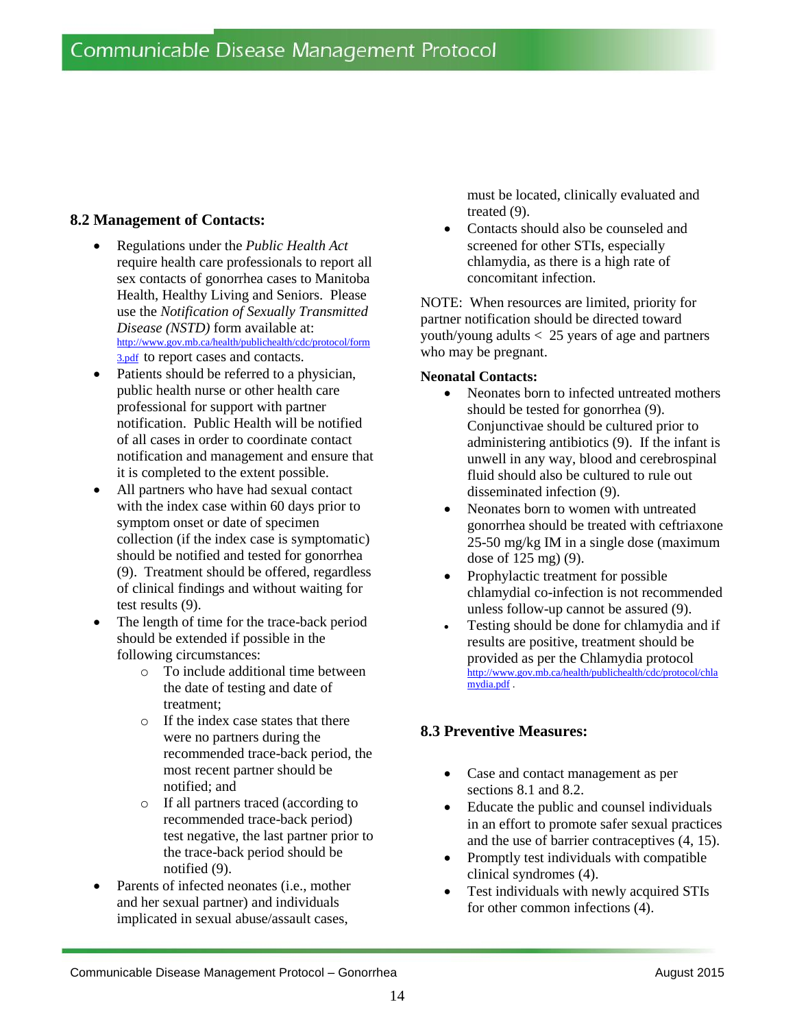### 8.2 Management of Contacts:

- Regulations under the *Public Health Act* require health care professionals to report all sex contacts of gonorrhea cases to Manitoba Health, Healthy Living and Seniors. Please use the *Notification of Sexually Transmitted Disease (NSTD)* form available at: http://www.gov.mb.ca/health/publichealth/cdc/protocol/form3.pdf to report cases and contacts.
- Patients should be referred to a physician, public health nurse or other health care professional for support with partner notification. Public Health will be notified of all cases in order to coordinate contact notification and management and ensure that it is completed to the extent possible.
- All partners who have had sexual contact with the index case within 60 days prior to symptom onset or date of specimen collection (if the index case is symptomatic) should be notified and tested for gonorrhea (9). Treatment should be offered, regardless of clinical findings and without waiting for test results (9).
- The length of time for the trace-back period should be extended if possible in the following circumstances:
  - To include additional time between the date of testing and date of treatment;
  - If the index case states that there were no partners during the recommended trace-back period, the most recent partner should be notified; and
  - If all partners traced (according to recommended trace-back period) test negative, the last partner prior to the trace-back period should be notified (9).
- Parents of infected neonates (i.e., mother and her sexual partner) and individuals implicated in sexual abuse/assault cases, must be located, clinically evaluated and treated (9).
- Contacts should also be counseled and screened for other STIs, especially chlamydia, as there is a high rate of concomitant infection.

NOTE: When resources are limited, priority for partner notification should be directed toward youth/young adults < 25 years of age and partners who may be pregnant.

**Neonatal Contacts:**

- Neonates born to infected untreated mothers should be tested for gonorrhea (9). Conjunctivae should be cultured prior to administering antibiotics (9). If the infant is unwell in any way, blood and cerebrospinal fluid should also be cultured to rule out disseminated infection (9).
- Neonates born to women with untreated gonorrhea should be treated with ceftriaxone 25-50 mg/kg IM in a single dose (maximum dose of 125 mg) (9).
- Prophylactic treatment for possible chlamydial co-infection is not recommended unless follow-up cannot be assured (9).
- Testing should be done for chlamydia and if results are positive, treatment should be provided as per the Chlamydia protocol http://www.gov.mb.ca/health/publichealth/cdc/protocol/chlamydia.pdf .

### 8.3 Preventive Measures:

- Case and contact management as per sections 8.1 and 8.2.
- Educate the public and counsel individuals in an effort to promote safer sexual practices and the use of barrier contraceptives (4, 15).
- Promptly test individuals with compatible clinical syndromes (4).
- Test individuals with newly acquired STIs for other common infections (4).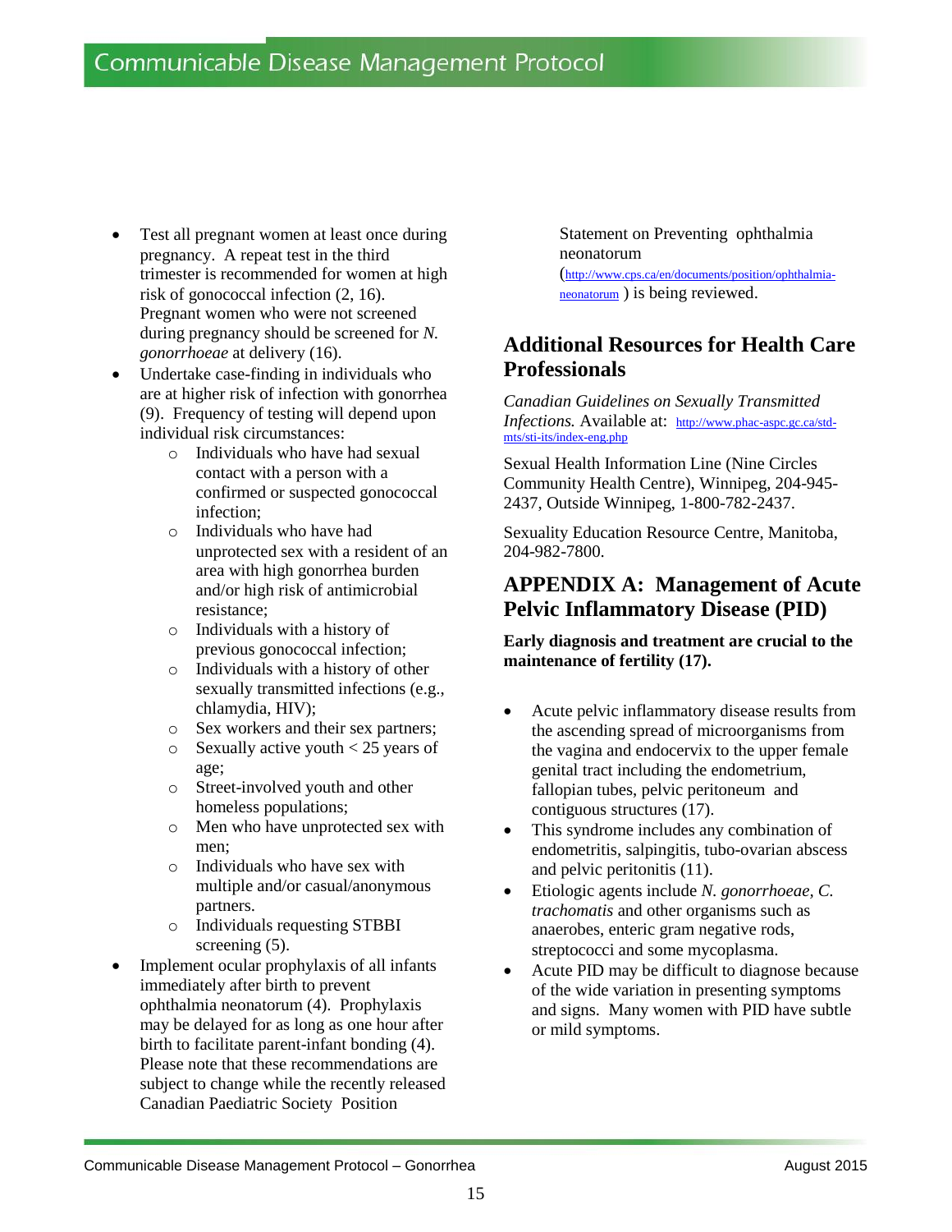- Test all pregnant women at least once during pregnancy. A repeat test in the third trimester is recommended for women at high risk of gonococcal infection (2, 16). Pregnant women who were not screened during pregnancy should be screened for *N. gonorrhoeae* at delivery (16).
- Undertake case-finding in individuals who are at higher risk of infection with gonorrhea (9). Frequency of testing will depend upon individual risk circumstances:
    - Individuals who have had sexual contact with a person with a confirmed or suspected gonococcal infection;
    - Individuals who have had unprotected sex with a resident of an area with high gonorrhea burden and/or high risk of antimicrobial resistance;
    - Individuals with a history of previous gonococcal infection;
    - Individuals with a history of other sexually transmitted infections (e.g., chlamydia, HIV);
    - Sex workers and their sex partners;
    - Sexually active youth < 25 years of age;
    - Street-involved youth and other homeless populations;
    - Men who have unprotected sex with men;
    - Individuals who have sex with multiple and/or casual/anonymous partners.
    - Individuals requesting STBBI screening (5).
- Implement ocular prophylaxis of all infants immediately after birth to prevent ophthalmia neonatorum (4). Prophylaxis may be delayed for as long as one hour after birth to facilitate parent-infant bonding (4). Please note that these recommendations are subject to change while the recently released Canadian Paediatric Society Position Statement on Preventing ophthalmia neonatorum (http://www.cps.ca/en/documents/position/ophthalmia-neonatorum ) is being reviewed.

## Additional Resources for Health Care Professionals

*Canadian Guidelines on Sexually Transmitted Infections.* Available at: http://www.phac-aspc.gc.ca/std-mts/sti-its/index-eng.php

Sexual Health Information Line (Nine Circles Community Health Centre), Winnipeg, 204-945-2437, Outside Winnipeg, 1-800-782-2437.

Sexuality Education Resource Centre, Manitoba, 204-982-7800.

## APPENDIX A: Management of Acute Pelvic Inflammatory Disease (PID)

**Early diagnosis and treatment are crucial to the maintenance of fertility (17).**

- Acute pelvic inflammatory disease results from the ascending spread of microorganisms from the vagina and endocervix to the upper female genital tract including the endometrium, fallopian tubes, pelvic peritoneum and contiguous structures (17).
- This syndrome includes any combination of endometritis, salpingitis, tubo-ovarian abscess and pelvic peritonitis (11).
- Etiologic agents include *N. gonorrhoeae*, *C. trachomatis* and other organisms such as anaerobes, enteric gram negative rods, streptococci and some mycoplasma.
- Acute PID may be difficult to diagnose because of the wide variation in presenting symptoms and signs. Many women with PID have subtle or mild symptoms.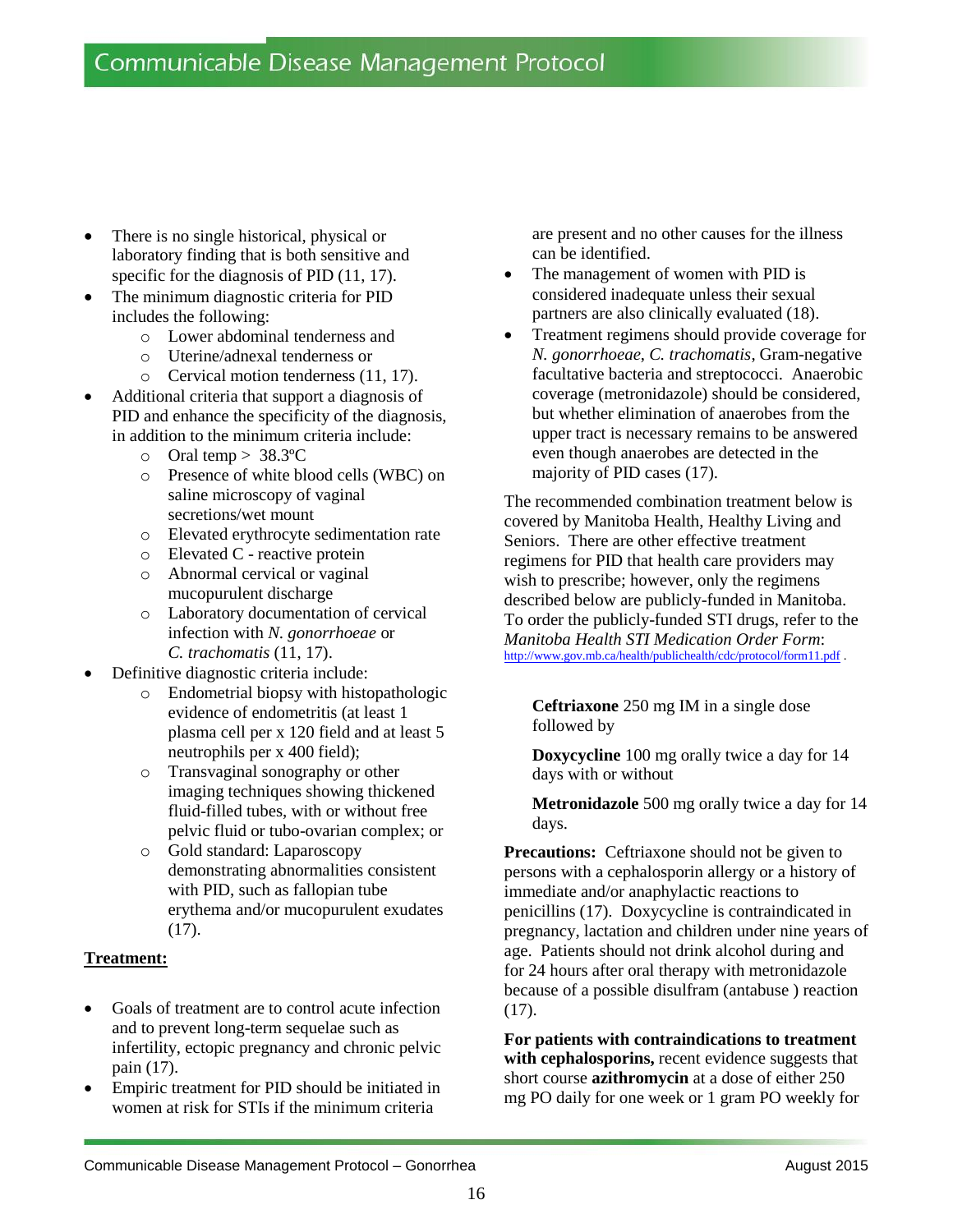- There is no single historical, physical or laboratory finding that is both sensitive and specific for the diagnosis of PID (11, 17).
- The minimum diagnostic criteria for PID includes the following:
  - Lower abdominal tenderness and
  - Uterine/adnexal tenderness or
  - Cervical motion tenderness (11, 17).
- Additional criteria that support a diagnosis of PID and enhance the specificity of the diagnosis, in addition to the minimum criteria include:
  - Oral temp > 38.3ºC
  - Presence of white blood cells (WBC) on saline microscopy of vaginal secretions/wet mount
  - Elevated erythrocyte sedimentation rate
  - Elevated C - reactive protein
  - Abnormal cervical or vaginal mucopurulent discharge
  - Laboratory documentation of cervical infection with *N. gonorrhoeae* or *C. trachomatis* (11, 17).
- Definitive diagnostic criteria include:
  - Endometrial biopsy with histopathologic evidence of endometritis (at least 1 plasma cell per x 120 field and at least 5 neutrophils per x 400 field);
  - Transvaginal sonography or other imaging techniques showing thickened fluid-filled tubes, with or without free pelvic fluid or tubo-ovarian complex; or
  - Gold standard: Laparoscopy demonstrating abnormalities consistent with PID, such as fallopian tube erythema and/or mucopurulent exudates (17).

**Treatment:**

- Goals of treatment are to control acute infection and to prevent long-term sequelae such as infertility, ectopic pregnancy and chronic pelvic pain (17).
- Empiric treatment for PID should be initiated in women at risk for STIs if the minimum criteria are present and no other causes for the illness can be identified.
- The management of women with PID is considered inadequate unless their sexual partners are also clinically evaluated (18).
- Treatment regimens should provide coverage for *N. gonorrhoeae*, *C. trachomatis*, Gram-negative facultative bacteria and streptococci. Anaerobic coverage (metronidazole) should be considered, but whether elimination of anaerobes from the upper tract is necessary remains to be answered even though anaerobes are detected in the majority of PID cases (17).

The recommended combination treatment below is covered by Manitoba Health, Healthy Living and Seniors. There are other effective treatment regimens for PID that health care providers may wish to prescribe; however, only the regimens described below are publicly-funded in Manitoba. To order the publicly-funded STI drugs, refer to the *Manitoba Health STI Medication Order Form*: http://www.gov.mb.ca/health/publichealth/cdc/protocol/form11.pdf .

**Ceftriaxone** 250 mg IM in a single dose followed by

**Doxycycline** 100 mg orally twice a day for 14 days with or without

**Metronidazole** 500 mg orally twice a day for 14 days.

**Precautions:** Ceftriaxone should not be given to persons with a cephalosporin allergy or a history of immediate and/or anaphylactic reactions to penicillins (17). Doxycycline is contraindicated in pregnancy, lactation and children under nine years of age. Patients should not drink alcohol during and for 24 hours after oral therapy with metronidazole because of a possible disulfram (antabuse ) reaction (17).

**For patients with contraindications to treatment with cephalosporins,** recent evidence suggests that short course **azithromycin** at a dose of either 250 mg PO daily for one week or 1 gram PO weekly for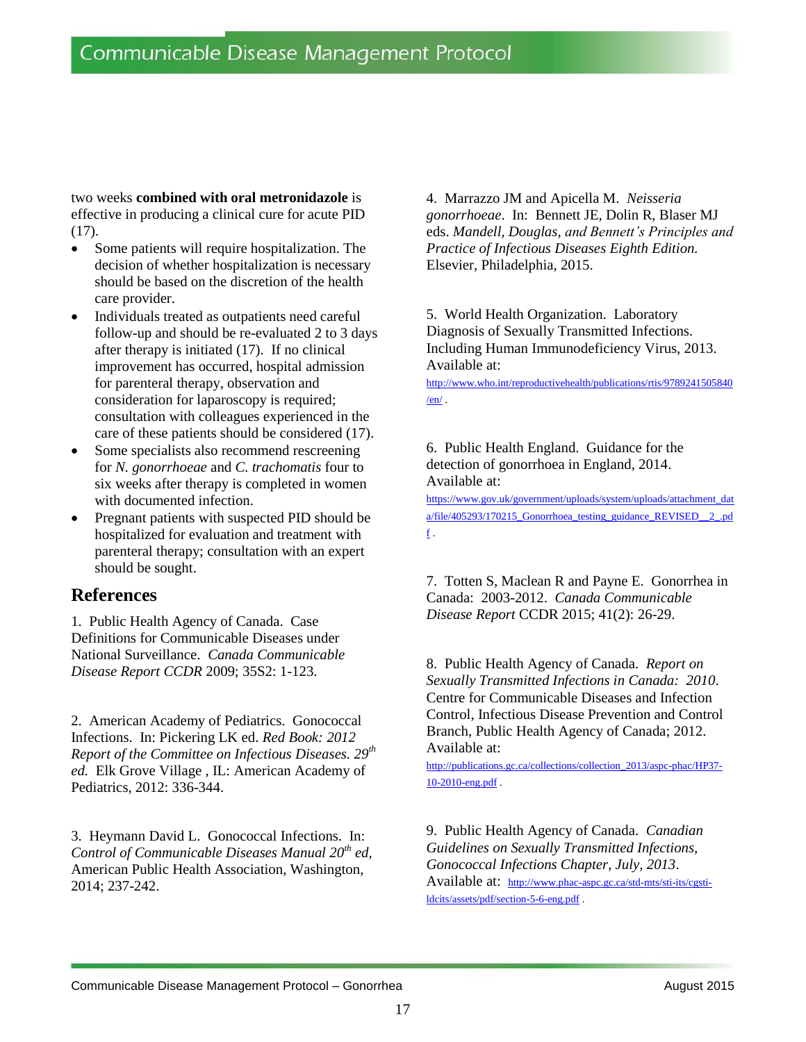two weeks **combined with oral metronidazole** is effective in producing a clinical cure for acute PID (17).

- Some patients will require hospitalization. The decision of whether hospitalization is necessary should be based on the discretion of the health care provider.
- Individuals treated as outpatients need careful follow-up and should be re-evaluated 2 to 3 days after therapy is initiated (17). If no clinical improvement has occurred, hospital admission for parenteral therapy, observation and consideration for laparoscopy is required; consultation with colleagues experienced in the care of these patients should be considered (17).
- Some specialists also recommend rescreening for *N. gonorrhoeae* and *C. trachomatis* four to six weeks after therapy is completed in women with documented infection.
- Pregnant patients with suspected PID should be hospitalized for evaluation and treatment with parenteral therapy; consultation with an expert should be sought.

## References

1. Public Health Agency of Canada. Case Definitions for Communicable Diseases under National Surveillance. *Canada Communicable Disease Report CCDR* 2009; 35S2: 1-123.

2. American Academy of Pediatrics. Gonococcal Infections. In: Pickering LK ed. *Red Book: 2012 Report of the Committee on Infectious Diseases. 29th ed.* Elk Grove Village , IL: American Academy of Pediatrics, 2012: 336-344.

3. Heymann David L. Gonococcal Infections. In: *Control of Communicable Diseases Manual 20th ed,* American Public Health Association, Washington, 2014; 237-242.

4. Marrazzo JM and Apicella M. *Neisseria gonorrhoeae*. In: Bennett JE, Dolin R, Blaser MJ eds. *Mandell, Douglas, and Bennett's Principles and Practice of Infectious Diseases Eighth Edition.* Elsevier, Philadelphia, 2015.

5. World Health Organization. Laboratory Diagnosis of Sexually Transmitted Infections. Including Human Immunodeficiency Virus, 2013. Available at: http://www.who.int/reproductivehealth/publications/rtis/9789241505840/en/ .

6. Public Health England. Guidance for the detection of gonorrhoea in England, 2014. Available at: https://www.gov.uk/government/uploads/system/uploads/attachment_data/file/405293/170215_Gonorrhoea_testing_guidance_REVISED__2_.pdf .

7. Totten S, Maclean R and Payne E. Gonorrhea in Canada: 2003-2012. *Canada Communicable Disease Report* CCDR 2015; 41(2): 26-29.

8. Public Health Agency of Canada. *Report on Sexually Transmitted Infections in Canada: 2010*. Centre for Communicable Diseases and Infection Control, Infectious Disease Prevention and Control Branch, Public Health Agency of Canada; 2012. Available at: http://publications.gc.ca/collections/collection_2013/aspc-phac/HP37-10-2010-eng.pdf .

9. Public Health Agency of Canada. *Canadian Guidelines on Sexually Transmitted Infections, Gonococcal Infections Chapter, July, 2013*. Available at: http://www.phac-aspc.gc.ca/std-mts/sti-its/cgsti-ldcits/assets/pdf/section-5-6-eng.pdf .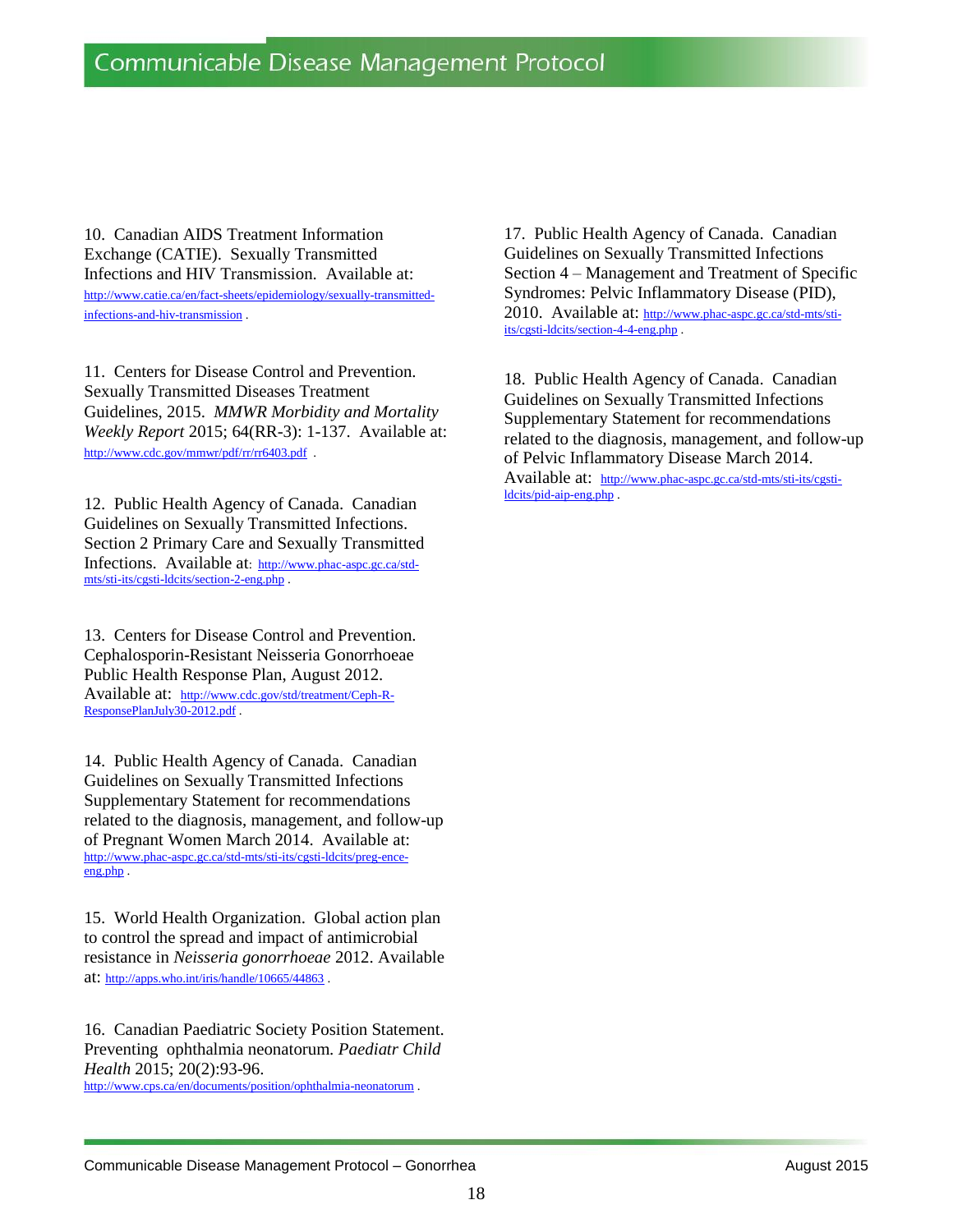10. Canadian AIDS Treatment Information Exchange (CATIE). Sexually Transmitted Infections and HIV Transmission. Available at: http://www.catie.ca/en/fact-sheets/epidemiology/sexually-transmitted-infections-and-hiv-transmission .

11. Centers for Disease Control and Prevention. Sexually Transmitted Diseases Treatment Guidelines, 2015. *MMWR Morbidity and Mortality Weekly Report* 2015; 64(RR-3): 1-137. Available at: http://www.cdc.gov/mmwr/pdf/rr/rr6403.pdf .

12. Public Health Agency of Canada. Canadian Guidelines on Sexually Transmitted Infections. Section 2 Primary Care and Sexually Transmitted Infections. Available at: http://www.phac-aspc.gc.ca/std-mts/sti-its/cgsti-ldcits/section-2-eng.php .

13. Centers for Disease Control and Prevention. Cephalosporin-Resistant Neisseria Gonorrhoeae Public Health Response Plan, August 2012. Available at: http://www.cdc.gov/std/treatment/Ceph-R-ResponsePlanJuly30-2012.pdf .

14. Public Health Agency of Canada. Canadian Guidelines on Sexually Transmitted Infections Supplementary Statement for recommendations related to the diagnosis, management, and follow-up of Pregnant Women March 2014. Available at: http://www.phac-aspc.gc.ca/std-mts/sti-its/cgsti-ldcits/preg-ence-eng.php .

15. World Health Organization. Global action plan to control the spread and impact of antimicrobial resistance in *Neisseria gonorrhoeae* 2012. Available at: http://apps.who.int/iris/handle/10665/44863 .

16. Canadian Paediatric Society Position Statement. Preventing ophthalmia neonatorum. *Paediatr Child Health* 2015; 20(2):93-96. http://www.cps.ca/en/documents/position/ophthalmia-neonatorum .

17. Public Health Agency of Canada. Canadian Guidelines on Sexually Transmitted Infections Section 4 – Management and Treatment of Specific Syndromes: Pelvic Inflammatory Disease (PID), 2010. Available at: http://www.phac-aspc.gc.ca/std-mts/sti-its/cgsti-ldcits/section-4-4-eng.php .

18. Public Health Agency of Canada. Canadian Guidelines on Sexually Transmitted Infections Supplementary Statement for recommendations related to the diagnosis, management, and follow-up of Pelvic Inflammatory Disease March 2014. Available at: http://www.phac-aspc.gc.ca/std-mts/sti-its/cgsti-ldcits/pid-aip-eng.php .